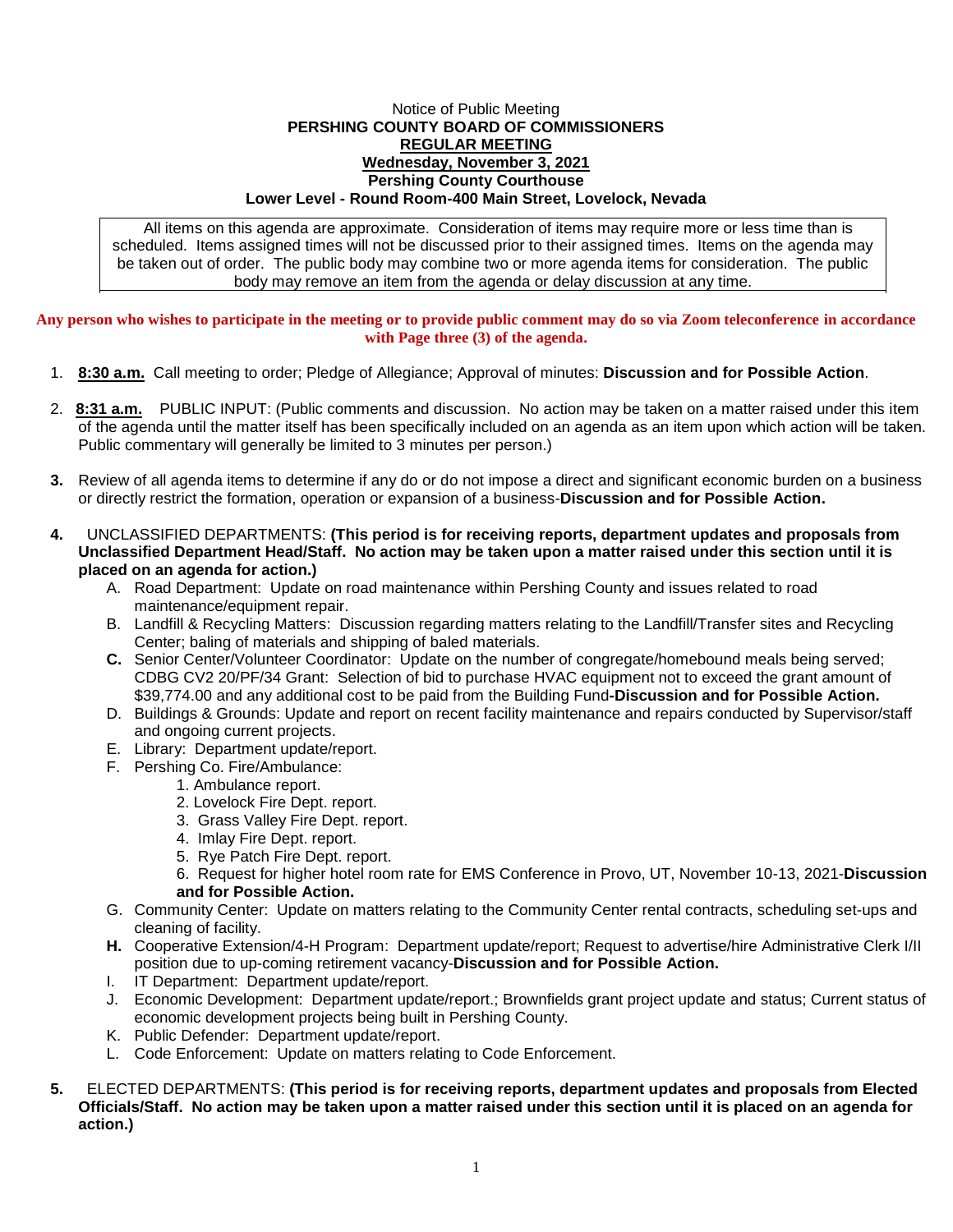Notice of Public Meeting

**PERSHING COUNTY BOARD OF COMMISSIONERS**

**REGULAR MEETING**

**Wednesday, November 3, 2021**

**Pershing County Courthouse**

**Lower Level - Round Room-400 Main Street, Lovelock, Nevada**

All items on this agenda are approximate. Consideration of items may require more or less time than is scheduled. Items assigned times will not be discussed prior to their assigned times. Items on the agenda may be taken out of order. The public body may combine two or more agenda items for consideration. The public body may remove an item from the agenda or delay discussion at any time.

**Any person who wishes to participate in the meeting or to provide public comment may do so via Zoom teleconference in accordance with Page three (3) of the agenda.**

1. **8:30 a.m.** Call meeting to order; Pledge of Allegiance; Approval of minutes: **Discussion and for Possible Action**.

2. **8:31 a.m.** PUBLIC INPUT: (Public comments and discussion. No action may be taken on a matter raised under this item of the agenda until the matter itself has been specifically included on an agenda as an item upon which action will be taken. Public commentary will generally be limited to 3 minutes per person.)

3. Review of all agenda items to determine if any do or do not impose a direct and significant economic burden on a business or directly restrict the formation, operation or expansion of a business-**Discussion and for Possible Action.**

4. UNCLASSIFIED DEPARTMENTS: **(This period is for receiving reports, department updates and proposals from Unclassified Department Head/Staff. No action may be taken upon a matter raised under this section until it is placed on an agenda for action.)**
   - A. Road Department: Update on road maintenance within Pershing County and issues related to road maintenance/equipment repair.
   - B. Landfill & Recycling Matters: Discussion regarding matters relating to the Landfill/Transfer sites and Recycling Center; baling of materials and shipping of baled materials.
   - **C.** Senior Center/Volunteer Coordinator: Update on the number of congregate/homebound meals being served; CDBG CV2 20/PF/34 Grant: Selection of bid to purchase HVAC equipment not to exceed the grant amount of $39,774.00 and any additional cost to be paid from the Building Fund-**Discussion and for Possible Action.**
   - D. Buildings & Grounds: Update and report on recent facility maintenance and repairs conducted by Supervisor/staff and ongoing current projects.
   - E. Library: Department update/report.
   - F. Pershing Co. Fire/Ambulance:
     1. Ambulance report.
     2. Lovelock Fire Dept. report.
     3. Grass Valley Fire Dept. report.
     4. Imlay Fire Dept. report.
     5. Rye Patch Fire Dept. report.
     6. Request for higher hotel room rate for EMS Conference in Provo, UT, November 10-13, 2021-**Discussion and for Possible Action.**
   - G. Community Center: Update on matters relating to the Community Center rental contracts, scheduling set-ups and cleaning of facility.
   - **H.** Cooperative Extension/4-H Program: Department update/report; Request to advertise/hire Administrative Clerk I/II position due to up-coming retirement vacancy-**Discussion and for Possible Action.**
   - I. IT Department: Department update/report.
   - J. Economic Development: Department update/report.; Brownfields grant project update and status; Current status of economic development projects being built in Pershing County.
   - K. Public Defender: Department update/report.
   - L. Code Enforcement: Update on matters relating to Code Enforcement.

5. ELECTED DEPARTMENTS: **(This period is for receiving reports, department updates and proposals from Elected Officials/Staff. No action may be taken upon a matter raised under this section until it is placed on an agenda for action.)**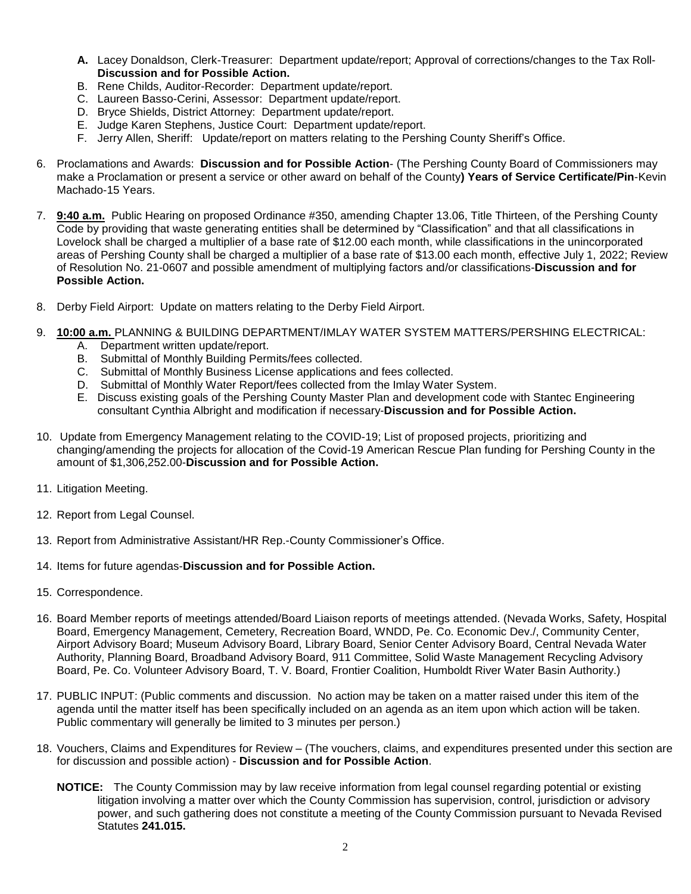- **A.** Lacey Donaldson, Clerk-Treasurer: Department update/report; Approval of corrections/changes to the Tax Roll-**Discussion and for Possible Action.**
- B. Rene Childs, Auditor-Recorder: Department update/report.
- C. Laureen Basso-Cerini, Assessor: Department update/report.
- D. Bryce Shields, District Attorney: Department update/report.
- E. Judge Karen Stephens, Justice Court: Department update/report.
- F. Jerry Allen, Sheriff: Update/report on matters relating to the Pershing County Sheriff's Office.

6. Proclamations and Awards: **Discussion and for Possible Action**- (The Pershing County Board of Commissioners may make a Proclamation or present a service or other award on behalf of the County**) Years of Service Certificate/Pin**-Kevin Machado-15 Years.

7. **9:40 a.m.** Public Hearing on proposed Ordinance #350, amending Chapter 13.06, Title Thirteen, of the Pershing County Code by providing that waste generating entities shall be determined by "Classification" and that all classifications in Lovelock shall be charged a multiplier of a base rate of $12.00 each month, while classifications in the unincorporated areas of Pershing County shall be charged a multiplier of a base rate of $13.00 each month, effective July 1, 2022; Review of Resolution No. 21-0607 and possible amendment of multiplying factors and/or classifications-**Discussion and for Possible Action.**

8. Derby Field Airport: Update on matters relating to the Derby Field Airport.

9. **10:00 a.m.** PLANNING & BUILDING DEPARTMENT/IMLAY WATER SYSTEM MATTERS/PERSHING ELECTRICAL:
   - A. Department written update/report.
   - B. Submittal of Monthly Building Permits/fees collected.
   - C. Submittal of Monthly Business License applications and fees collected.
   - D. Submittal of Monthly Water Report/fees collected from the Imlay Water System.
   - E. Discuss existing goals of the Pershing County Master Plan and development code with Stantec Engineering consultant Cynthia Albright and modification if necessary-**Discussion and for Possible Action.**

10. Update from Emergency Management relating to the COVID-19; List of proposed projects, prioritizing and changing/amending the projects for allocation of the Covid-19 American Rescue Plan funding for Pershing County in the amount of $1,306,252.00-**Discussion and for Possible Action.**

11. Litigation Meeting.

12. Report from Legal Counsel.

13. Report from Administrative Assistant/HR Rep.-County Commissioner's Office.

14. Items for future agendas-**Discussion and for Possible Action.**

15. Correspondence.

16. Board Member reports of meetings attended/Board Liaison reports of meetings attended. (Nevada Works, Safety, Hospital Board, Emergency Management, Cemetery, Recreation Board, WNDD, Pe. Co. Economic Dev./, Community Center, Airport Advisory Board; Museum Advisory Board, Library Board, Senior Center Advisory Board, Central Nevada Water Authority, Planning Board, Broadband Advisory Board, 911 Committee, Solid Waste Management Recycling Advisory Board, Pe. Co. Volunteer Advisory Board, T. V. Board, Frontier Coalition, Humboldt River Water Basin Authority.)

17. PUBLIC INPUT: (Public comments and discussion. No action may be taken on a matter raised under this item of the agenda until the matter itself has been specifically included on an agenda as an item upon which action will be taken. Public commentary will generally be limited to 3 minutes per person.)

18. Vouchers, Claims and Expenditures for Review – (The vouchers, claims, and expenditures presented under this section are for discussion and possible action) - **Discussion and for Possible Action**.

**NOTICE:** The County Commission may by law receive information from legal counsel regarding potential or existing litigation involving a matter over which the County Commission has supervision, control, jurisdiction or advisory power, and such gathering does not constitute a meeting of the County Commission pursuant to Nevada Revised Statutes **241.015.**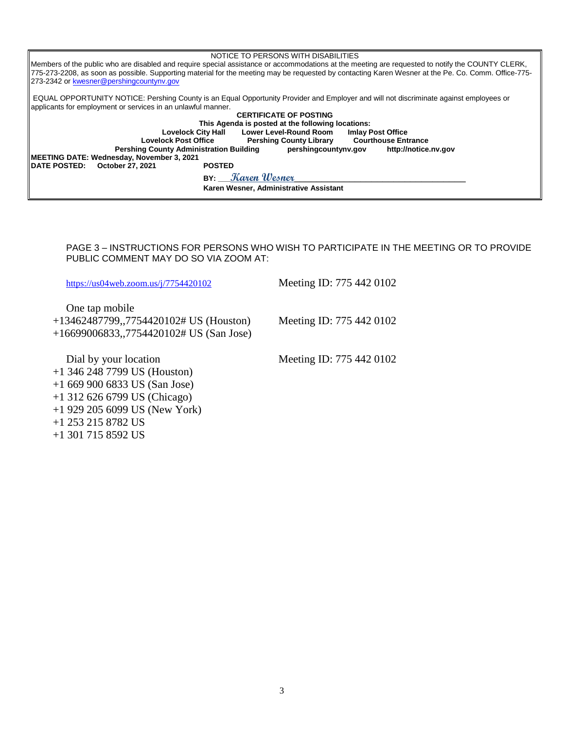NOTICE TO PERSONS WITH DISABILITIES

Members of the public who are disabled and require special assistance or accommodations at the meeting are requested to notify the COUNTY CLERK, 775-273-2208, as soon as possible. Supporting material for the meeting may be requested by contacting Karen Wesner at the Pe. Co. Comm. Office-775-273-2342 or kwesner@pershingcountynv.gov

EQUAL OPPORTUNITY NOTICE: Pershing County is an Equal Opportunity Provider and Employer and will not discriminate against employees or applicants for employment or services in an unlawful manner.

**CERTIFICATE OF POSTING**

**This Agenda is posted at the following locations:**

**Lovelock City Hall** **Lower Level-Round Room** **Imlay Post Office**
**Lovelock Post Office** **Pershing County Library** **Courthouse Entrance**
**Pershing County Administration Building** **pershingcountynv.gov** **http://notice.nv.gov**

**MEETING DATE: Wednesday, November 3, 2021**

**DATE POSTED: October 27, 2021** **POSTED**

**BY:** *Karen Wesner*

**Karen Wesner, Administrative Assistant**

PAGE 3 – INSTRUCTIONS FOR PERSONS WHO WISH TO PARTICIPATE IN THE MEETING OR TO PROVIDE PUBLIC COMMENT MAY DO SO VIA ZOOM AT:

https://us04web.zoom.us/j/7754420102 Meeting ID: 775 442 0102

One tap mobile
+13462487799,,7754420102# US (Houston) Meeting ID: 775 442 0102
+16699006833,,7754420102# US (San Jose)

Dial by your location Meeting ID: 775 442 0102
+1 346 248 7799 US (Houston)
+1 669 900 6833 US (San Jose)
+1 312 626 6799 US (Chicago)
+1 929 205 6099 US (New York)
+1 253 215 8782 US
+1 301 715 8592 US